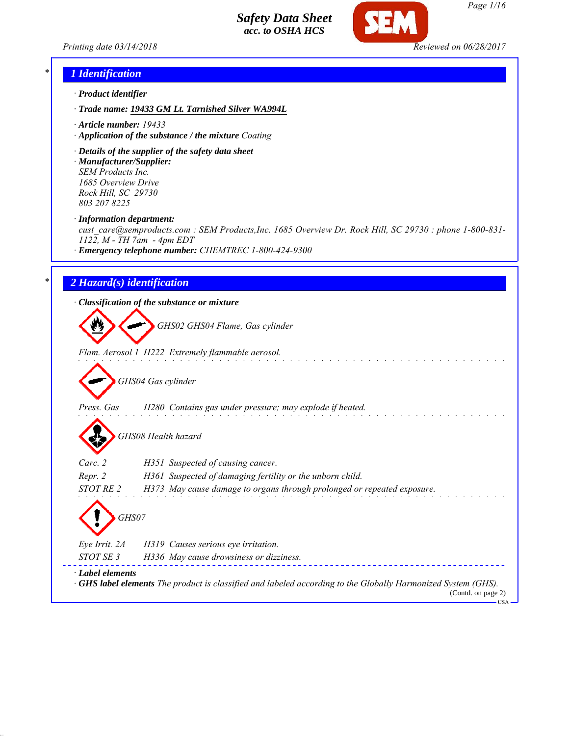**Safety Data Sheet**
*acc. to OSHA HCS*

Printing date 03/14/2018 Reviewed on 06/28/2017

## 1 Identification

· **Product identifier**

· **Trade name:** **19433 GM Lt. Tarnished Silver WA994L**

· **Article number:** 19433

· **Application of the substance / the mixture** Coating

· **Details of the supplier of the safety data sheet**

· **Manufacturer/Supplier:**
SEM Products Inc.
1685 Overview Drive
Rock Hill, SC 29730
803 207 8225

· **Information department:**
cust_care@semproducts.com : SEM Products,Inc. 1685 Overview Dr. Rock Hill, SC 29730 : phone 1-800-831-1122, M - TH 7am - 4pm EDT

· **Emergency telephone number:** CHEMTREC 1-800-424-9300

## 2 Hazard(s) identification

· **Classification of the substance or mixture**

GHS02 GHS04 Flame, Gas cylinder

Flam. Aerosol 1 H222 Extremely flammable aerosol.

GHS04 Gas cylinder

Press. Gas H280 Contains gas under pressure; may explode if heated.

GHS08 Health hazard

Carc. 2 H351 Suspected of causing cancer.
Repr. 2 H361 Suspected of damaging fertility or the unborn child.
STOT RE 2 H373 May cause damage to organs through prolonged or repeated exposure.

GHS07

Eye Irrit. 2A H319 Causes serious eye irritation.
STOT SE 3 H336 May cause drowsiness or dizziness.

· **Label elements**

· **GHS label elements** The product is classified and labeled according to the Globally Harmonized System (GHS).

(Contd. on page 2)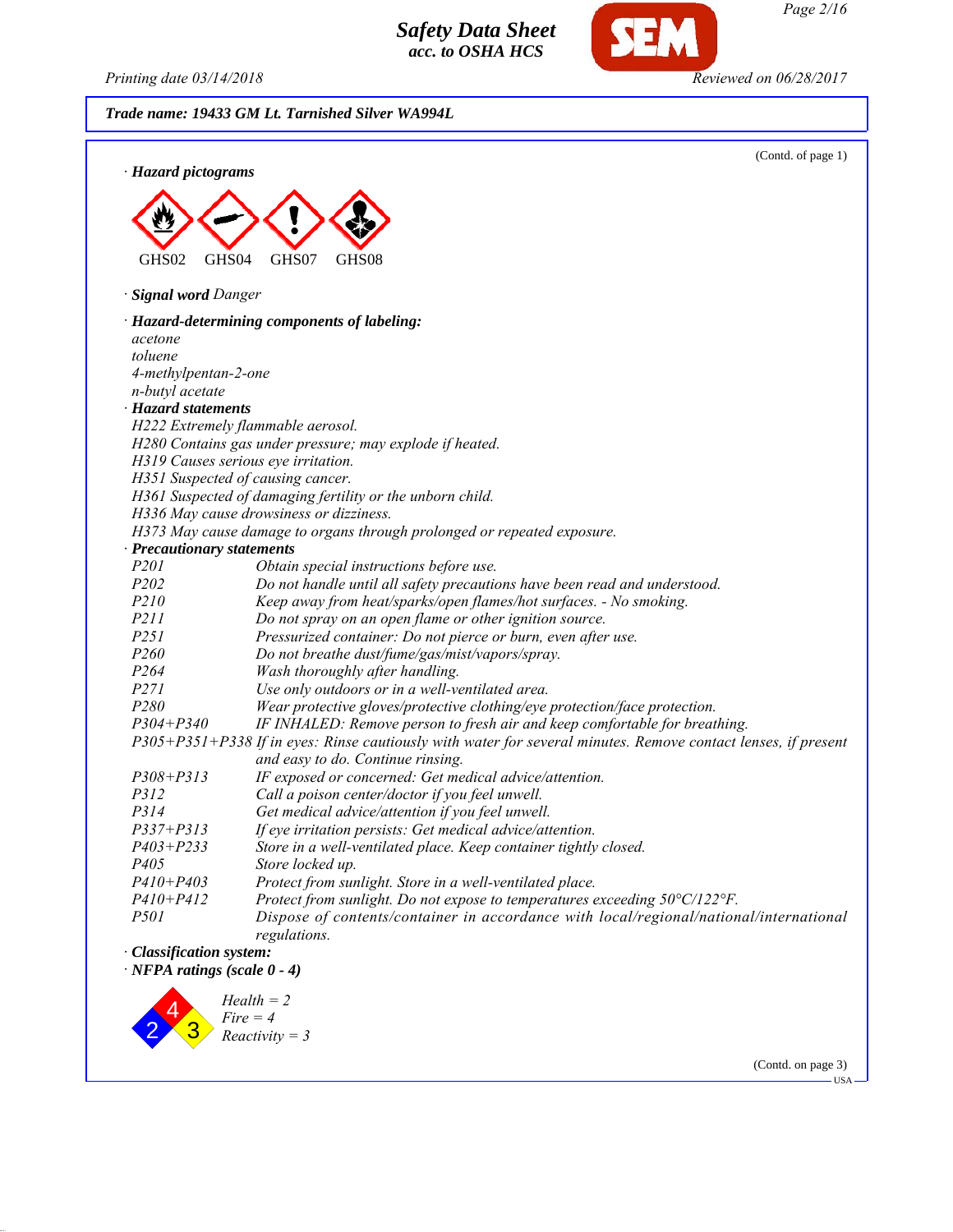**Trade name: 19433 GM Lt. Tarnished Silver WA994L**

(Contd. of page 1)

· **Hazard pictograms**

GHS02 GHS04 GHS07 GHS08

· **Signal word** *Danger*

· **Hazard-determining components of labeling:**
acetone
toluene
4-methylpentan-2-one
n-butyl acetate

· **Hazard statements**
H222 Extremely flammable aerosol.
H280 Contains gas under pressure; may explode if heated.
H319 Causes serious eye irritation.
H351 Suspected of causing cancer.
H361 Suspected of damaging fertility or the unborn child.
H336 May cause drowsiness or dizziness.
H373 May cause damage to organs through prolonged or repeated exposure.

· **Precautionary statements**

| | |
|---|---|
| P201 | Obtain special instructions before use. |
| P202 | Do not handle until all safety precautions have been read and understood. |
| P210 | Keep away from heat/sparks/open flames/hot surfaces. - No smoking. |
| P211 | Do not spray on an open flame or other ignition source. |
| P251 | Pressurized container: Do not pierce or burn, even after use. |
| P260 | Do not breathe dust/fume/gas/mist/vapors/spray. |
| P264 | Wash thoroughly after handling. |
| P271 | Use only outdoors or in a well-ventilated area. |
| P280 | Wear protective gloves/protective clothing/eye protection/face protection. |
| P304+P340 | IF INHALED: Remove person to fresh air and keep comfortable for breathing. |
| P305+P351+P338 | If in eyes: Rinse cautiously with water for several minutes. Remove contact lenses, if present and easy to do. Continue rinsing. |
| P308+P313 | IF exposed or concerned: Get medical advice/attention. |
| P312 | Call a poison center/doctor if you feel unwell. |
| P314 | Get medical advice/attention if you feel unwell. |
| P337+P313 | If eye irritation persists: Get medical advice/attention. |
| P403+P233 | Store in a well-ventilated place. Keep container tightly closed. |
| P405 | Store locked up. |
| P410+P403 | Protect from sunlight. Store in a well-ventilated place. |
| P410+P412 | Protect from sunlight. Do not expose to temperatures exceeding 50°C/122°F. |
| P501 | Dispose of contents/container in accordance with local/regional/national/international regulations. |

· **Classification system:**

· **NFPA ratings (scale 0 - 4)**

Health = 2
Fire = 4
Reactivity = 3

(Contd. on page 3)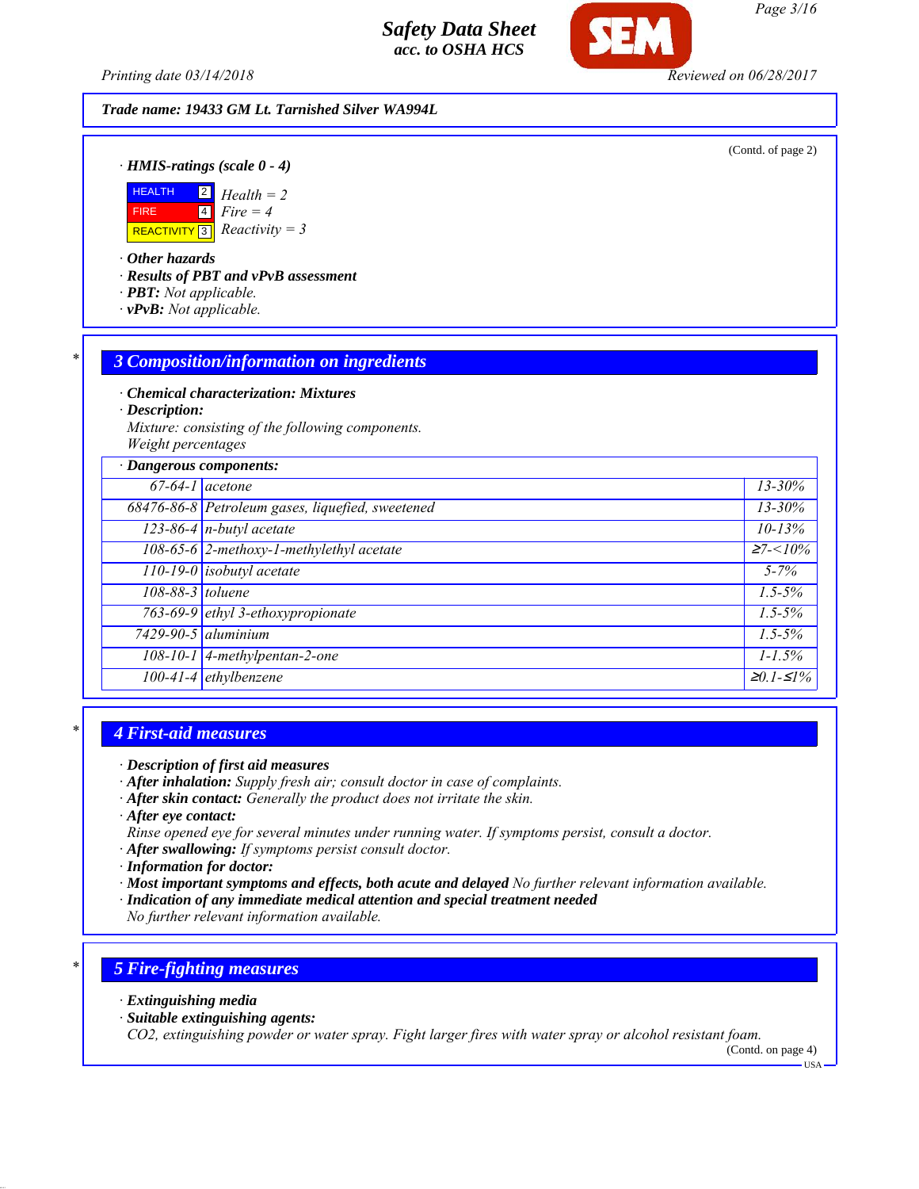Trade name: 19433 GM Lt. Tarnished Silver WA994L

(Contd. of page 2)

· **HMIS-ratings (scale 0 - 4)**

| | | |
|---|---|---|
| HEALTH | 2 | Health = 2 |
| FIRE | 4 | Fire = 4 |
| REACTIVITY | 3 | Reactivity = 3 |

· **Other hazards**
· **Results of PBT and vPvB assessment**
· **PBT:** Not applicable.
· **vPvB:** Not applicable.

## 3 Composition/information on ingredients

· **Chemical characterization: Mixtures**
· **Description:**
Mixture: consisting of the following components.
Weight percentages

| · Dangerous components: | | |
|---|---|---|
| 67-64-1 | acetone | 13-30% |
| 68476-86-8 | Petroleum gases, liquefied, sweetened | 13-30% |
| 123-86-4 | n-butyl acetate | 10-13% |
| 108-65-6 | 2-methoxy-1-methylethyl acetate | ≥7-<10% |
| 110-19-0 | isobutyl acetate | 5-7% |
| 108-88-3 | toluene | 1.5-5% |
| 763-69-9 | ethyl 3-ethoxypropionate | 1.5-5% |
| 7429-90-5 | aluminium | 1.5-5% |
| 108-10-1 | 4-methylpentan-2-one | 1-1.5% |
| 100-41-4 | ethylbenzene | ≥0.1-≤1% |

## 4 First-aid measures

· **Description of first aid measures**
· **After inhalation:** Supply fresh air; consult doctor in case of complaints.
· **After skin contact:** Generally the product does not irritate the skin.
· **After eye contact:**
Rinse opened eye for several minutes under running water. If symptoms persist, consult a doctor.
· **After swallowing:** If symptoms persist consult doctor.
· **Information for doctor:**
· **Most important symptoms and effects, both acute and delayed** No further relevant information available.
· **Indication of any immediate medical attention and special treatment needed**
No further relevant information available.

## 5 Fire-fighting measures

· **Extinguishing media**
· **Suitable extinguishing agents:**
$CO_2$, extinguishing powder or water spray. Fight larger fires with water spray or alcohol resistant foam.

(Contd. on page 4)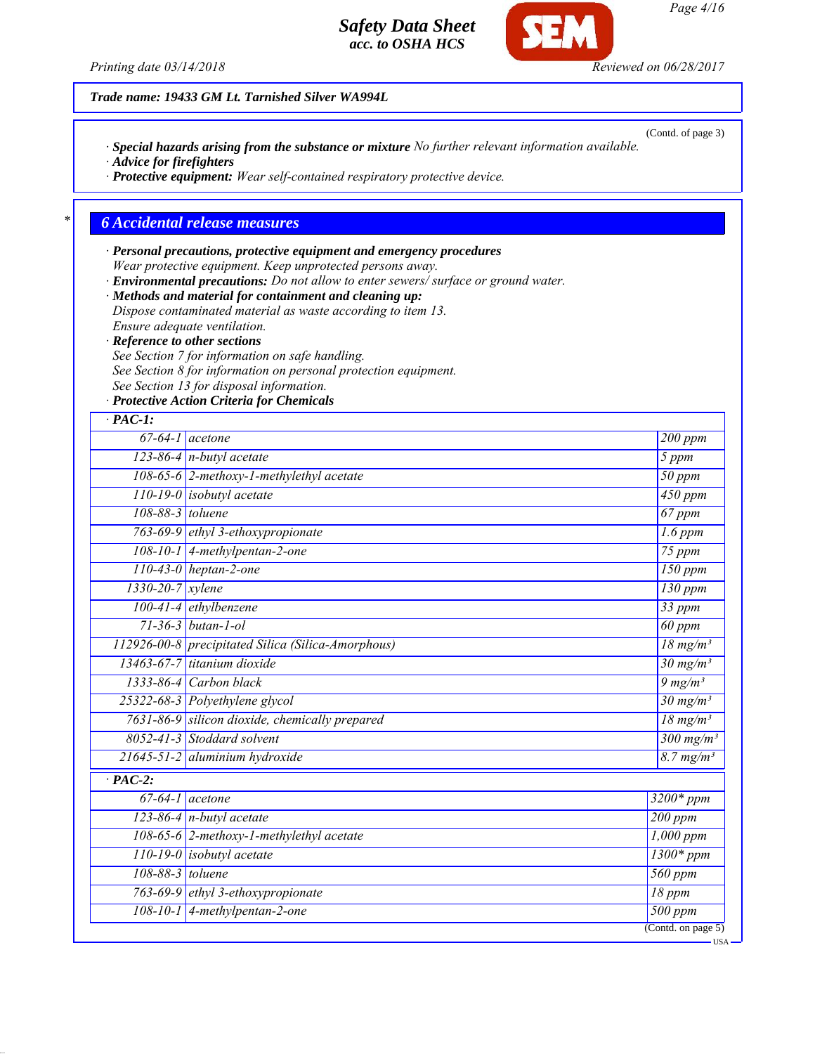Trade name: 19433 GM Lt. Tarnished Silver WA994L

(Contd. of page 3)

· **Special hazards arising from the substance or mixture** No further relevant information available.
· **Advice for firefighters**
· **Protective equipment:** Wear self-contained respiratory protective device.

## 6 Accidental release measures

· **Personal precautions, protective equipment and emergency procedures**
Wear protective equipment. Keep unprotected persons away.
· **Environmental precautions:** Do not allow to enter sewers/ surface or ground water.
· **Methods and material for containment and cleaning up:**
Dispose contaminated material as waste according to item 13.
Ensure adequate ventilation.
· **Reference to other sections**
See Section 7 for information on safe handling.
See Section 8 for information on personal protection equipment.
See Section 13 for disposal information.
· **Protective Action Criteria for Chemicals**

| · PAC-1: | | |
|---|---|---|
| 67-64-1 | acetone | 200 ppm |
| 123-86-4 | n-butyl acetate | 5 ppm |
| 108-65-6 | 2-methoxy-1-methylethyl acetate | 50 ppm |
| 110-19-0 | isobutyl acetate | 450 ppm |
| 108-88-3 | toluene | 67 ppm |
| 763-69-9 | ethyl 3-ethoxypropionate | 1.6 ppm |
| 108-10-1 | 4-methylpentan-2-one | 75 ppm |
| 110-43-0 | heptan-2-one | 150 ppm |
| 1330-20-7 | xylene | 130 ppm |
| 100-41-4 | ethylbenzene | 33 ppm |
| 71-36-3 | butan-1-ol | 60 ppm |
| 112926-00-8 | precipitated Silica (Silica-Amorphous) | 18 mg/m³ |
| 13463-67-7 | titanium dioxide | 30 mg/m³ |
| 1333-86-4 | Carbon black | 9 mg/m³ |
| 25322-68-3 | Polyethylene glycol | 30 mg/m³ |
| 7631-86-9 | silicon dioxide, chemically prepared | 18 mg/m³ |
| 8052-41-3 | Stoddard solvent | 300 mg/m³ |
| 21645-51-2 | aluminium hydroxide | 8.7 mg/m³ |

| · PAC-2: | | |
|---|---|---|
| 67-64-1 | acetone | 3200* ppm |
| 123-86-4 | n-butyl acetate | 200 ppm |
| 108-65-6 | 2-methoxy-1-methylethyl acetate | 1,000 ppm |
| 110-19-0 | isobutyl acetate | 1300* ppm |
| 108-88-3 | toluene | 560 ppm |
| 763-69-9 | ethyl 3-ethoxypropionate | 18 ppm |
| 108-10-1 | 4-methylpentan-2-one | 500 ppm |

(Contd. on page 5)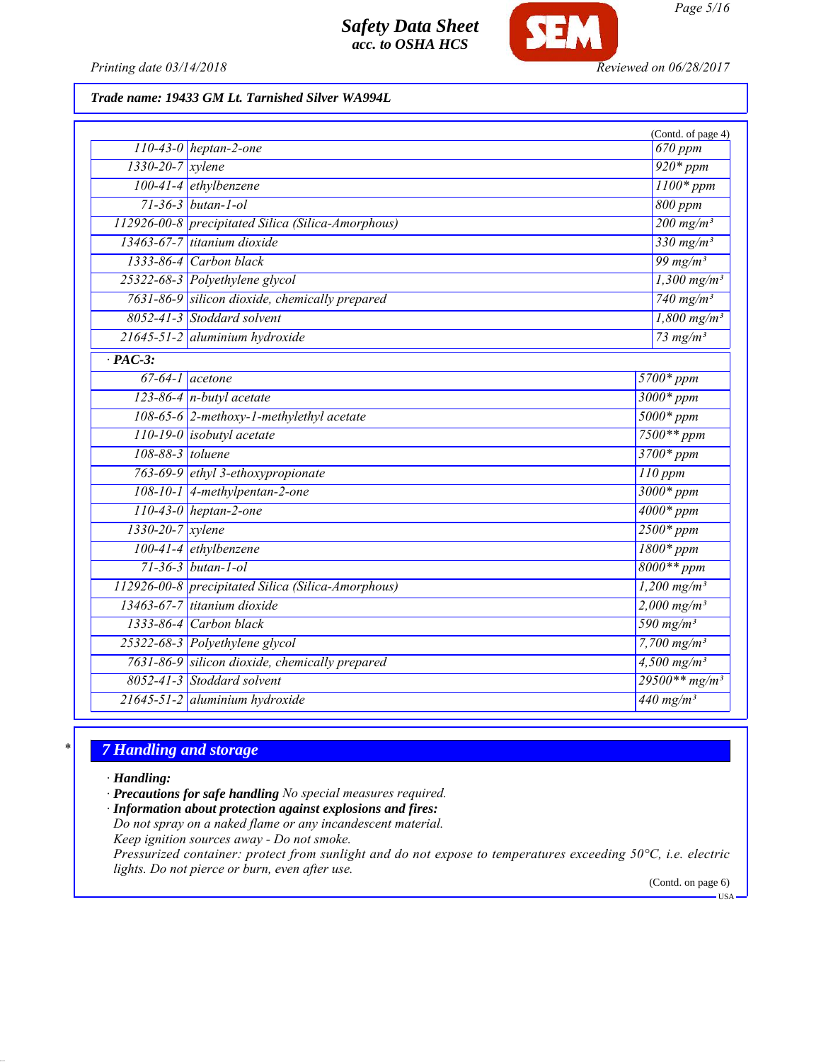Trade name: 19433 GM Lt. Tarnished Silver WA994L

(Contd. of page 4)

| | | |
|---|---|---|
| 110-43-0 | heptan-2-one | 670 ppm |
| 1330-20-7 | xylene | 920* ppm |
| 100-41-4 | ethylbenzene | 1100* ppm |
| 71-36-3 | butan-1-ol | 800 ppm |
| 112926-00-8 | precipitated Silica (Silica-Amorphous) | 200 mg/m³ |
| 13463-67-7 | titanium dioxide | 330 mg/m³ |
| 1333-86-4 | Carbon black | 99 mg/m³ |
| 25322-68-3 | Polyethylene glycol | 1,300 mg/m³ |
| 7631-86-9 | silicon dioxide, chemically prepared | 740 mg/m³ |
| 8052-41-3 | Stoddard solvent | 1,800 mg/m³ |
| 21645-51-2 | aluminium hydroxide | 73 mg/m³ |

· **PAC-3:**

| | | |
|---|---|---|
| 67-64-1 | acetone | 5700* ppm |
| 123-86-4 | n-butyl acetate | 3000* ppm |
| 108-65-6 | 2-methoxy-1-methylethyl acetate | 5000* ppm |
| 110-19-0 | isobutyl acetate | 7500** ppm |
| 108-88-3 | toluene | 3700* ppm |
| 763-69-9 | ethyl 3-ethoxypropionate | 110 ppm |
| 108-10-1 | 4-methylpentan-2-one | 3000* ppm |
| 110-43-0 | heptan-2-one | 4000* ppm |
| 1330-20-7 | xylene | 2500* ppm |
| 100-41-4 | ethylbenzene | 1800* ppm |
| 71-36-3 | butan-1-ol | 8000** ppm |
| 112926-00-8 | precipitated Silica (Silica-Amorphous) | 1,200 mg/m³ |
| 13463-67-7 | titanium dioxide | 2,000 mg/m³ |
| 1333-86-4 | Carbon black | 590 mg/m³ |
| 25322-68-3 | Polyethylene glycol | 7,700 mg/m³ |
| 7631-86-9 | silicon dioxide, chemically prepared | 4,500 mg/m³ |
| 8052-41-3 | Stoddard solvent | 29500** mg/m³ |
| 21645-51-2 | aluminium hydroxide | 440 mg/m³ |

## 7 Handling and storage

· **Handling:**

· **Precautions for safe handling** No special measures required.

· **Information about protection against explosions and fires:**

Do not spray on a naked flame or any incandescent material.

Keep ignition sources away - Do not smoke.

Pressurized container: protect from sunlight and do not expose to temperatures exceeding 50°C, i.e. electric lights. Do not pierce or burn, even after use.

(Contd. on page 6)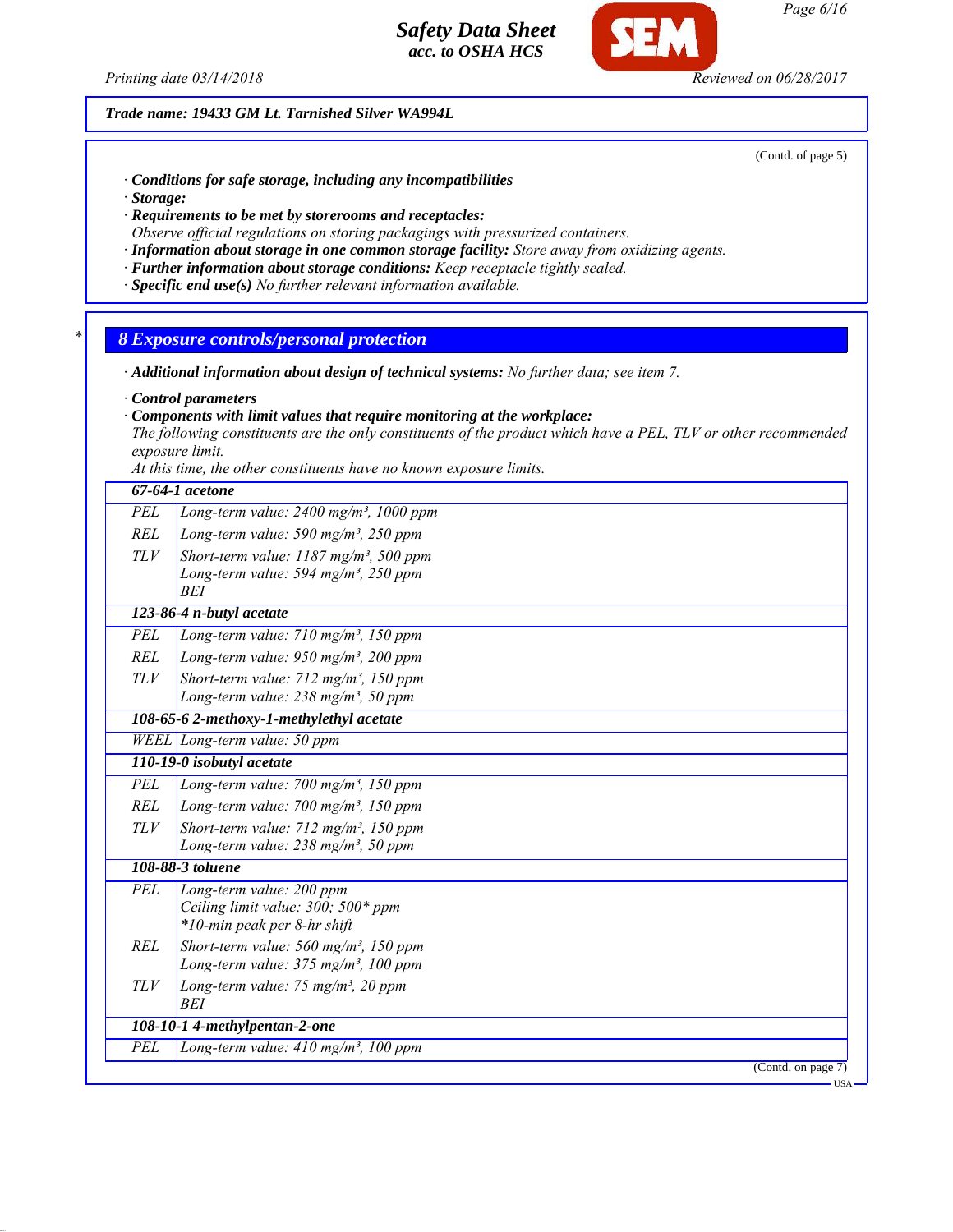*Trade name: 19433 GM Lt. Tarnished Silver WA994L*

(Contd. of page 5)

· ***Conditions for safe storage, including any incompatibilities***
· ***Storage:***
· ***Requirements to be met by storerooms and receptacles:***
*Observe official regulations on storing packagings with pressurized containers.*
· ***Information about storage in one common storage facility:*** *Store away from oxidizing agents.*
· ***Further information about storage conditions:*** *Keep receptacle tightly sealed.*
· ***Specific end use(s)*** *No further relevant information available.*

## 8 Exposure controls/personal protection

· ***Additional information about design of technical systems:*** *No further data; see item 7.*

· ***Control parameters***
· ***Components with limit values that require monitoring at the workplace:***
*The following constituents are the only constituents of the product which have a PEL, TLV or other recommended exposure limit.*
*At this time, the other constituents have no known exposure limits.*

| **67-64-1 acetone** | |
|---|---|
| PEL | Long-term value: 2400 mg/m³, 1000 ppm |
| REL | Long-term value: 590 mg/m³, 250 ppm |
| TLV | Short-term value: 1187 mg/m³, 500 ppm<br>Long-term value: 594 mg/m³, 250 ppm<br>BEI |
| **123-86-4 n-butyl acetate** | |
| PEL | Long-term value: 710 mg/m³, 150 ppm |
| REL | Long-term value: 950 mg/m³, 200 ppm |
| TLV | Short-term value: 712 mg/m³, 150 ppm<br>Long-term value: 238 mg/m³, 50 ppm |
| **108-65-6 2-methoxy-1-methylethyl acetate** | |
| WEEL | Long-term value: 50 ppm |
| **110-19-0 isobutyl acetate** | |
| PEL | Long-term value: 700 mg/m³, 150 ppm |
| REL | Long-term value: 700 mg/m³, 150 ppm |
| TLV | Short-term value: 712 mg/m³, 150 ppm<br>Long-term value: 238 mg/m³, 50 ppm |
| **108-88-3 toluene** | |
| PEL | Long-term value: 200 ppm<br>Ceiling limit value: 300; 500* ppm<br>*10-min peak per 8-hr shift |
| REL | Short-term value: 560 mg/m³, 150 ppm<br>Long-term value: 375 mg/m³, 100 ppm |
| TLV | Long-term value: 75 mg/m³, 20 ppm<br>BEI |
| **108-10-1 4-methylpentan-2-one** | |
| PEL | Long-term value: 410 mg/m³, 100 ppm |

(Contd. on page 7)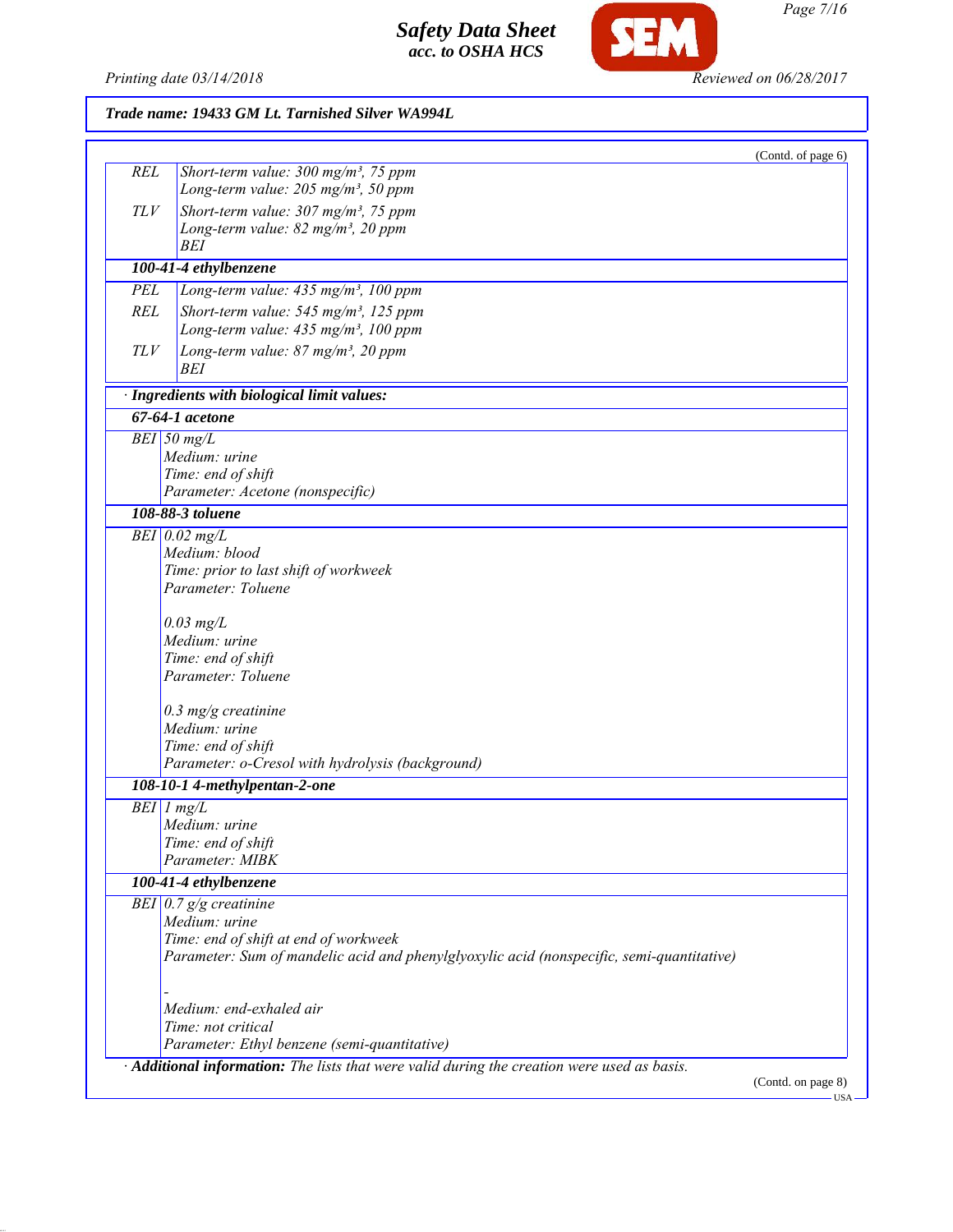**Trade name: 19433 GM Lt. Tarnished Silver WA994L**

(Contd. of page 6)

| | |
|---|---|
| REL | Short-term value: 300 mg/m³, 75 ppm<br>Long-term value: 205 mg/m³, 50 ppm |
| TLV | Short-term value: 307 mg/m³, 75 ppm<br>Long-term value: 82 mg/m³, 20 ppm<br>BEI |

**100-41-4 ethylbenzene**

| | |
|---|---|
| PEL | Long-term value: 435 mg/m³, 100 ppm |
| REL | Short-term value: 545 mg/m³, 125 ppm<br>Long-term value: 435 mg/m³, 100 ppm |
| TLV | Long-term value: 87 mg/m³, 20 ppm<br>BEI |

· **Ingredients with biological limit values:**

**67-64-1 acetone**

| | |
|---|---|
| BEI | 50 mg/L<br>Medium: urine<br>Time: end of shift<br>Parameter: Acetone (nonspecific) |

**108-88-3 toluene**

| | |
|---|---|
| BEI | 0.02 mg/L<br>Medium: blood<br>Time: prior to last shift of workweek<br>Parameter: Toluene<br><br>0.03 mg/L<br>Medium: urine<br>Time: end of shift<br>Parameter: Toluene<br><br>0.3 mg/g creatinine<br>Medium: urine<br>Time: end of shift<br>Parameter: o-Cresol with hydrolysis (background) |

**108-10-1 4-methylpentan-2-one**

| | |
|---|---|
| BEI | 1 mg/L<br>Medium: urine<br>Time: end of shift<br>Parameter: MIBK |

**100-41-4 ethylbenzene**

| | |
|---|---|
| BEI | 0.7 g/g creatinine<br>Medium: urine<br>Time: end of shift at end of workweek<br>Parameter: Sum of mandelic acid and phenylglyoxylic acid (nonspecific, semi-quantitative)<br><br>-<br>Medium: end-exhaled air<br>Time: not critical<br>Parameter: Ethyl benzene (semi-quantitative) |

· **Additional information:** The lists that were valid during the creation were used as basis.

(Contd. on page 8)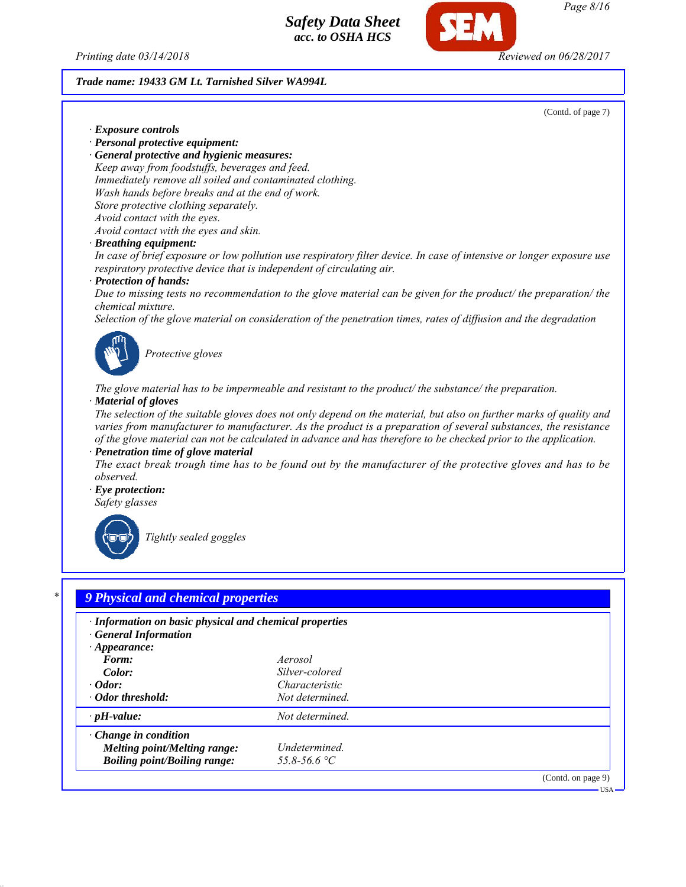Trade name: 19433 GM Lt. Tarnished Silver WA994L

(Contd. of page 7)

· **Exposure controls**
· **Personal protective equipment:**
· **General protective and hygienic measures:**
Keep away from foodstuffs, beverages and feed.
Immediately remove all soiled and contaminated clothing.
Wash hands before breaks and at the end of work.
Store protective clothing separately.
Avoid contact with the eyes.
Avoid contact with the eyes and skin.
· **Breathing equipment:**
In case of brief exposure or low pollution use respiratory filter device. In case of intensive or longer exposure use respiratory protective device that is independent of circulating air.
· **Protection of hands:**
Due to missing tests no recommendation to the glove material can be given for the product/ the preparation/ the chemical mixture.
Selection of the glove material on consideration of the penetration times, rates of diffusion and the degradation

Protective gloves

The glove material has to be impermeable and resistant to the product/ the substance/ the preparation.
· **Material of gloves**
The selection of the suitable gloves does not only depend on the material, but also on further marks of quality and varies from manufacturer to manufacturer. As the product is a preparation of several substances, the resistance of the glove material can not be calculated in advance and has therefore to be checked prior to the application.
· **Penetration time of glove material**
The exact break trough time has to be found out by the manufacturer of the protective gloves and has to be observed.
· **Eye protection:**
Safety glasses

Tightly sealed goggles

## 9 Physical and chemical properties

· **Information on basic physical and chemical properties**
· **General Information**
· **Appearance:**

| | |
|---|---|
| **Form:** | Aerosol |
| **Color:** | Silver-colored |
| · **Odor:** | Characteristic |
| · **Odor threshold:** | Not determined. |
| · **pH-value:** | Not determined. |
| · **Change in condition** | |
| **Melting point/Melting range:** | Undetermined. |
| **Boiling point/Boiling range:** | 55.8-56.6 °C |

(Contd. on page 9)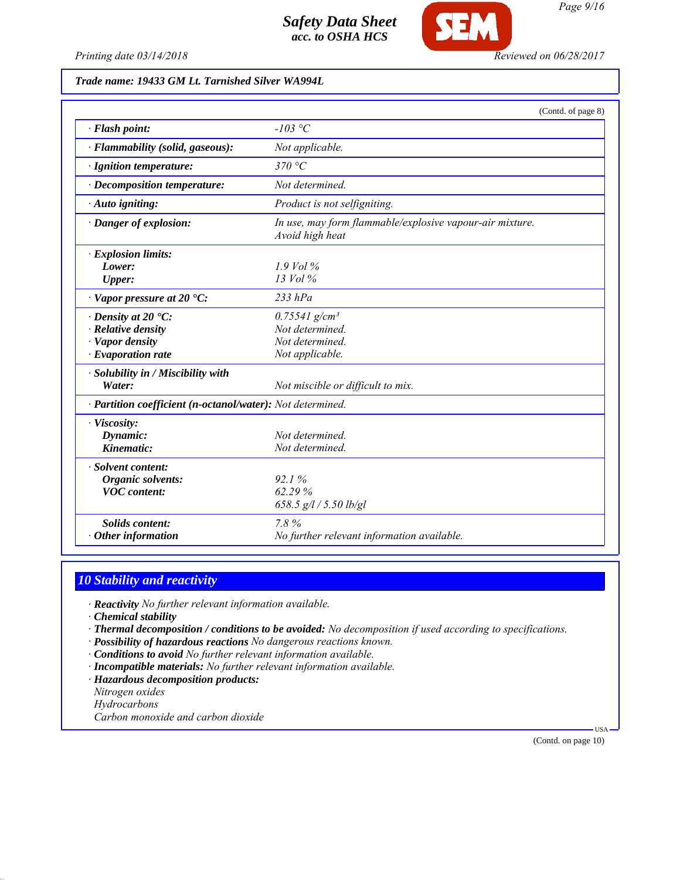**Trade name: 19433 GM Lt. Tarnished Silver WA994L**

(Contd. of page 8)

| | |
|---|---|
| · **Flash point:** | -103 °C |
| · **Flammability (solid, gaseous):** | Not applicable. |
| · **Ignition temperature:** | 370 °C |
| · **Decomposition temperature:** | Not determined. |
| · **Auto igniting:** | Product is not selfigniting. |
| · **Danger of explosion:** | In use, may form flammable/explosive vapour-air mixture. Avoid high heat |
| · **Explosion limits:** | |
| **Lower:** | 1.9 Vol % |
| **Upper:** | 13 Vol % |
| · **Vapor pressure at 20 °C:** | 233 hPa |
| · **Density at 20 °C:** | 0.75541 g/cm³ |
| · **Relative density** | Not determined. |
| · **Vapor density** | Not determined. |
| · **Evaporation rate** | Not applicable. |
| · **Solubility in / Miscibility with** | |
| **Water:** | Not miscible or difficult to mix. |
| · **Partition coefficient (n-octanol/water):** | Not determined. |
| · **Viscosity:** | |
| **Dynamic:** | Not determined. |
| **Kinematic:** | Not determined. |
| · **Solvent content:** | |
| **Organic solvents:** | 92.1 % |
| **VOC content:** | 62.29 % |
| | 658.5 g/l / 5.50 lb/gl |
| **Solids content:** | 7.8 % |
| · **Other information** | No further relevant information available. |

## 10 Stability and reactivity

· **Reactivity** No further relevant information available.
· **Chemical stability**
· **Thermal decomposition / conditions to be avoided:** No decomposition if used according to specifications.
· **Possibility of hazardous reactions** No dangerous reactions known.
· **Conditions to avoid** No further relevant information available.
· **Incompatible materials:** No further relevant information available.
· **Hazardous decomposition products:**
Nitrogen oxides
Hydrocarbons
Carbon monoxide and carbon dioxide

(Contd. on page 10)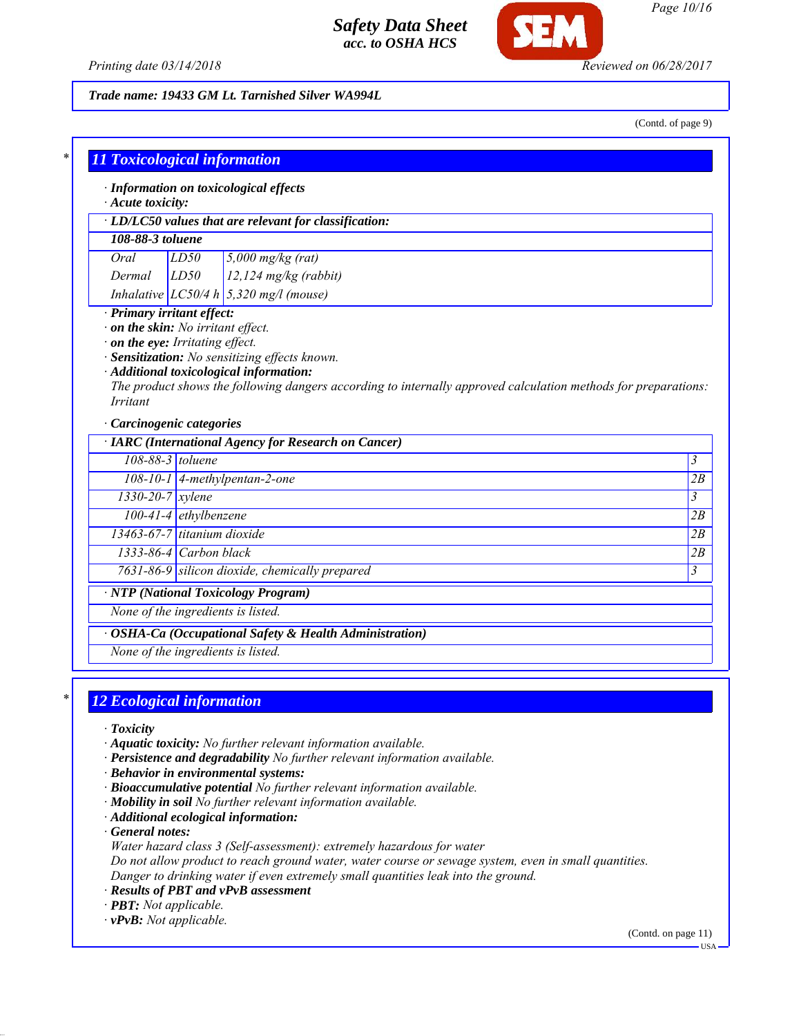**Trade name: 19433 GM Lt. Tarnished Silver WA994L**

(Contd. of page 9)

## 11 Toxicological information

· **Information on toxicological effects**
· **Acute toxicity:**

| · LD/LC50 values that are relevant for classification: | | |
|---|---|---|
| **108-88-3 toluene** | | |
| Oral | LD50 | 5,000 mg/kg (rat) |
| Dermal | LD50 | 12,124 mg/kg (rabbit) |
| Inhalative | LC50/4 h | 5,320 mg/l (mouse) |

· **Primary irritant effect:**
· **on the skin:** No irritant effect.
· **on the eye:** Irritating effect.
· **Sensitization:** No sensitizing effects known.
· **Additional toxicological information:**
The product shows the following dangers according to internally approved calculation methods for preparations:
Irritant

· **Carcinogenic categories**

| · IARC (International Agency for Research on Cancer) | | |
|---|---|---|
| 108-88-3 | toluene | 3 |
| 108-10-1 | 4-methylpentan-2-one | 2B |
| 1330-20-7 | xylene | 3 |
| 100-41-4 | ethylbenzene | 2B |
| 13463-67-7 | titanium dioxide | 2B |
| 1333-86-4 | Carbon black | 2B |
| 7631-86-9 | silicon dioxide, chemically prepared | 3 |

| · NTP (National Toxicology Program) |
|---|
| None of the ingredients is listed. |

| · OSHA-Ca (Occupational Safety & Health Administration) |
|---|
| None of the ingredients is listed. |

## 12 Ecological information

· **Toxicity**
· **Aquatic toxicity:** No further relevant information available.
· **Persistence and degradability** No further relevant information available.
· **Behavior in environmental systems:**
· **Bioaccumulative potential** No further relevant information available.
· **Mobility in soil** No further relevant information available.
· **Additional ecological information:**
· **General notes:**
Water hazard class 3 (Self-assessment): extremely hazardous for water
Do not allow product to reach ground water, water course or sewage system, even in small quantities.
Danger to drinking water if even extremely small quantities leak into the ground.
· **Results of PBT and vPvB assessment**
· **PBT:** Not applicable.
· **vPvB:** Not applicable.

(Contd. on page 11)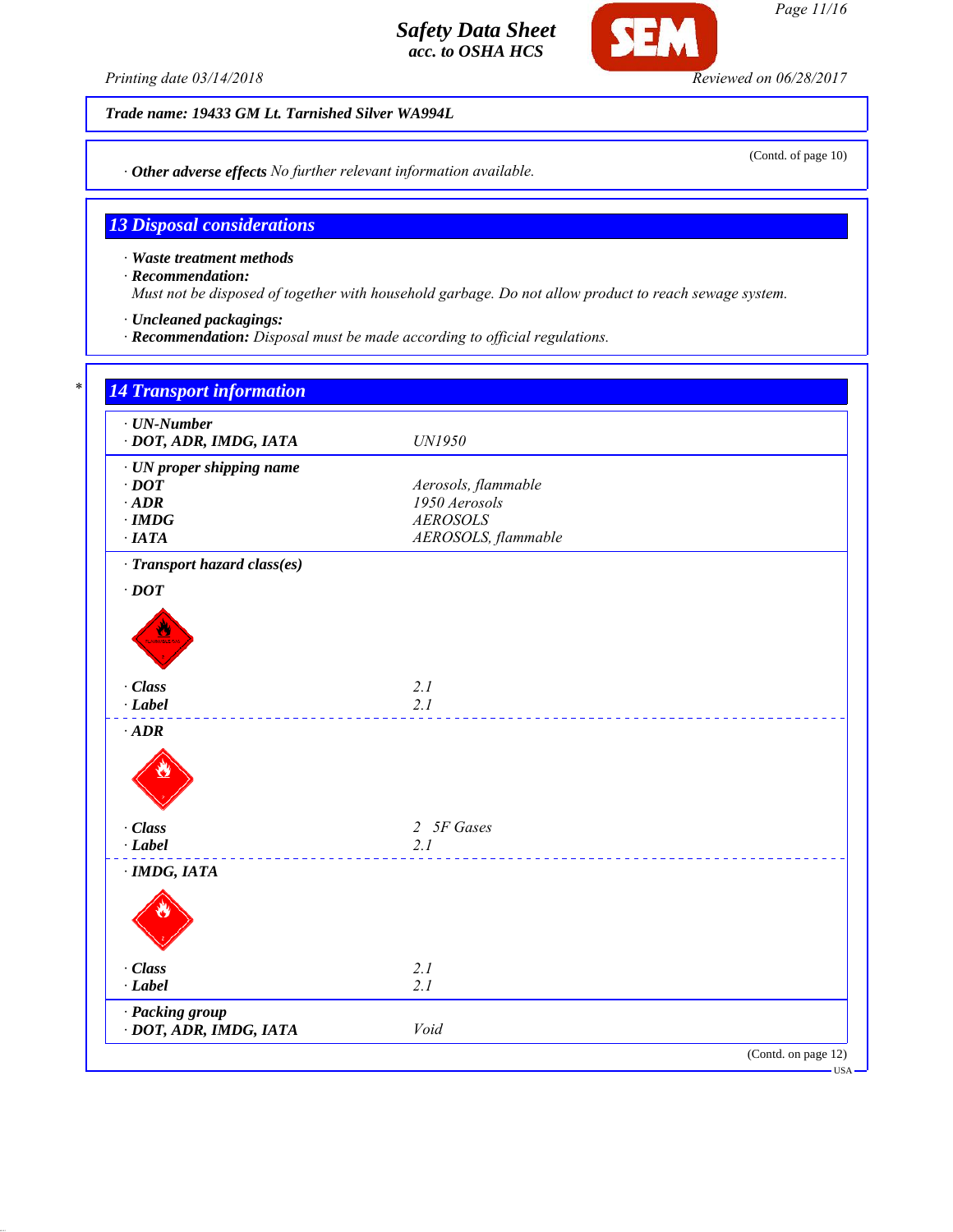**Trade name: 19433 GM Lt. Tarnished Silver WA994L**

(Contd. of page 10)

· **Other adverse effects** *No further relevant information available.*

## 13 Disposal considerations

· **Waste treatment methods**
· **Recommendation:**
*Must not be disposed of together with household garbage. Do not allow product to reach sewage system.*

· **Uncleaned packagings:**
· **Recommendation:** *Disposal must be made according to official regulations.*

## 14 Transport information

| | |
|---|---|
| · **UN-Number** | |
| · **DOT, ADR, IMDG, IATA** | UN1950 |
| · **UN proper shipping name** | |
| · **DOT** | Aerosols, flammable |
| · **ADR** | 1950 Aerosols |
| · **IMDG** | AEROSOLS |
| · **IATA** | AEROSOLS, flammable |
| · **Transport hazard class(es)** | |
| · **DOT** | |
| · **Class** | 2.1 |
| · **Label** | 2.1 |
| · **ADR** | |
| · **Class** | 2 5F Gases |
| · **Label** | 2.1 |
| · **IMDG, IATA** | |
| · **Class** | 2.1 |
| · **Label** | 2.1 |
| · **Packing group** | |
| · **DOT, ADR, IMDG, IATA** | Void |

(Contd. on page 12)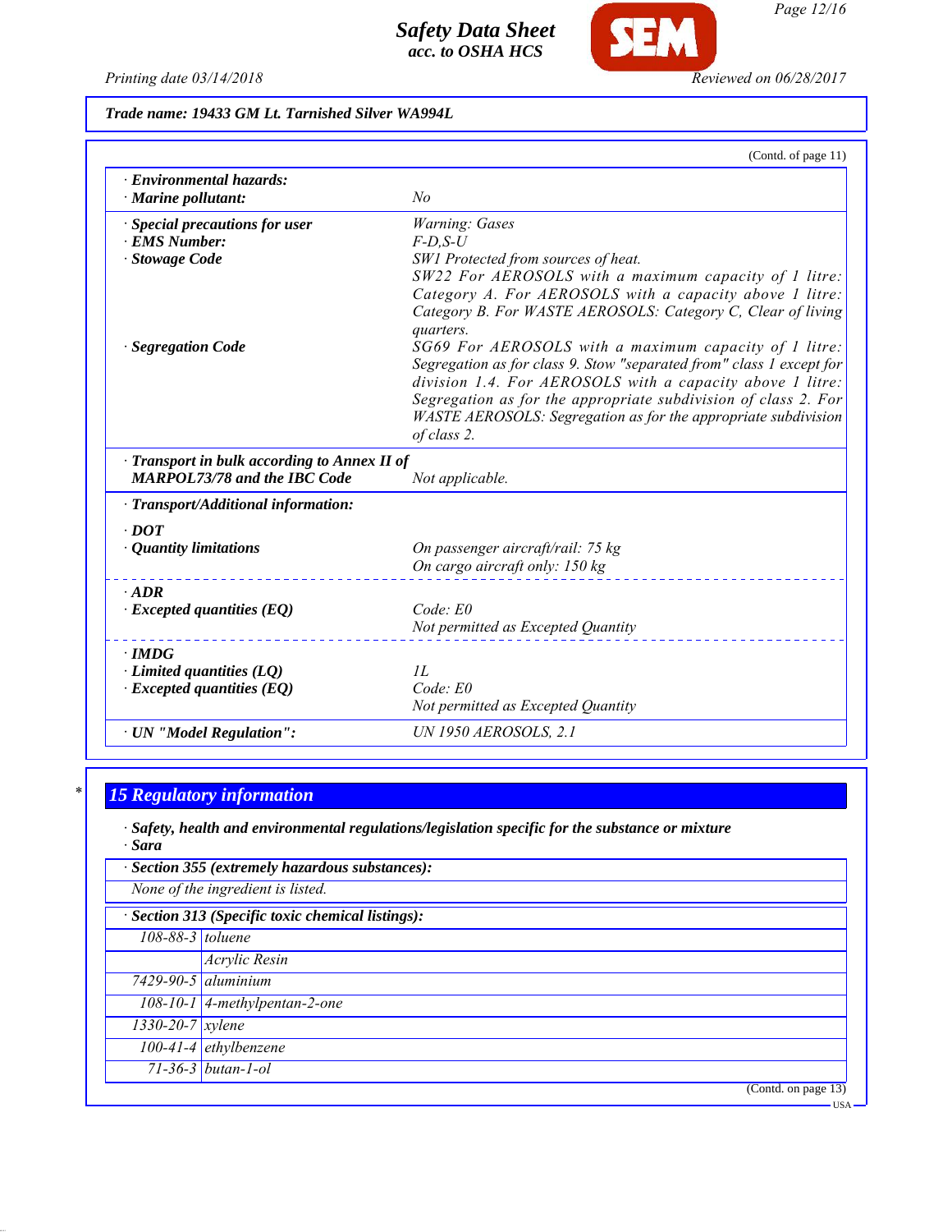Trade name: 19433 GM Lt. Tarnished Silver WA994L

(Contd. of page 11)

| | |
|---|---|
| · **Environmental hazards:** | |
| · **Marine pollutant:** | No |
| · **Special precautions for user** | Warning: Gases |
| · **EMS Number:** | F-D,S-U |
| · **Stowage Code** | SW1 Protected from sources of heat. SW22 For AEROSOLS with a maximum capacity of 1 litre: Category A. For AEROSOLS with a capacity above 1 litre: Category B. For WASTE AEROSOLS: Category C, Clear of living quarters. |
| · **Segregation Code** | SG69 For AEROSOLS with a maximum capacity of 1 litre: Segregation as for class 9. Stow "separated from" class 1 except for division 1.4. For AEROSOLS with a capacity above 1 litre: Segregation as for the appropriate subdivision of class 2. For WASTE AEROSOLS: Segregation as for the appropriate subdivision of class 2. |
| · **Transport in bulk according to Annex II of MARPOL73/78 and the IBC Code** | Not applicable. |
| · **Transport/Additional information:** | |
| · **DOT** | |
| · **Quantity limitations** | On passenger aircraft/rail: 75 kg<br>On cargo aircraft only: 150 kg |
| · **ADR** | |
| · **Excepted quantities (EQ)** | Code: E0<br>Not permitted as Excepted Quantity |
| · **IMDG** | |
| · **Limited quantities (LQ)** | 1L |
| · **Excepted quantities (EQ)** | Code: E0<br>Not permitted as Excepted Quantity |
| · **UN "Model Regulation":** | UN 1950 AEROSOLS, 2.1 |

## * 15 Regulatory information

· **Safety, health and environmental regulations/legislation specific for the substance or mixture**

· **Sara**

· **Section 355 (extremely hazardous substances):**

None of the ingredient is listed.

· **Section 313 (Specific toxic chemical listings):**

| | |
|---|---|
| 108-88-3 | toluene |
| | Acrylic Resin |
| 7429-90-5 | aluminium |
| 108-10-1 | 4-methylpentan-2-one |
| 1330-20-7 | xylene |
| 100-41-4 | ethylbenzene |
| 71-36-3 | butan-1-ol |

(Contd. on page 13)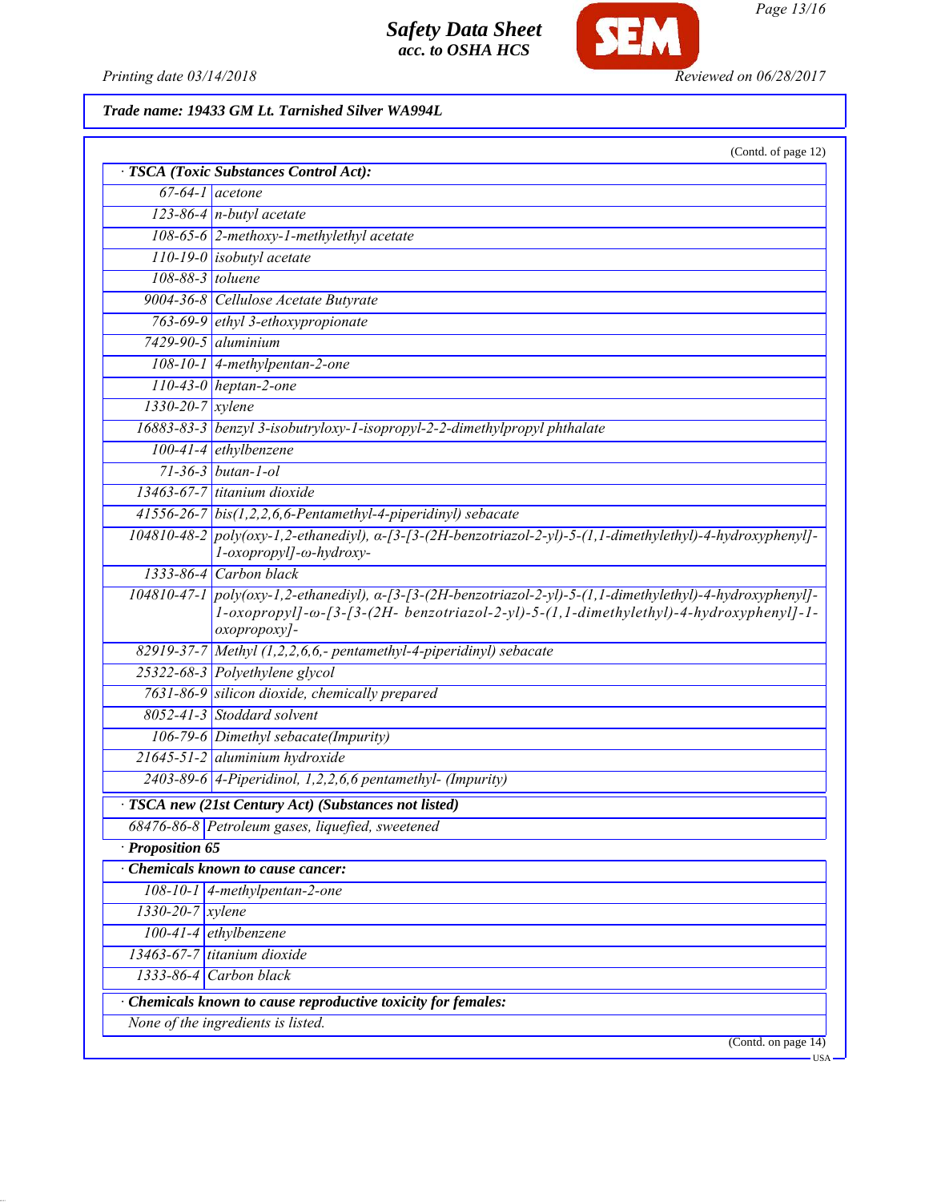**Trade name: 19433 GM Lt. Tarnished Silver WA994L**

(Contd. of page 12)

· **TSCA (Toxic Substances Control Act):**

| | |
|---|---|
| 67-64-1 | acetone |
| 123-86-4 | n-butyl acetate |
| 108-65-6 | 2-methoxy-1-methylethyl acetate |
| 110-19-0 | isobutyl acetate |
| 108-88-3 | toluene |
| 9004-36-8 | Cellulose Acetate Butyrate |
| 763-69-9 | ethyl 3-ethoxypropionate |
| 7429-90-5 | aluminium |
| 108-10-1 | 4-methylpentan-2-one |
| 110-43-0 | heptan-2-one |
| 1330-20-7 | xylene |
| 16883-83-3 | benzyl 3-isobutryloxy-1-isopropyl-2-2-dimethylpropyl phthalate |
| 100-41-4 | ethylbenzene |
| 71-36-3 | butan-1-ol |
| 13463-67-7 | titanium dioxide |
| 41556-26-7 | bis(1,2,2,6,6-Pentamethyl-4-piperidinyl) sebacate |
| 104810-48-2 | poly(oxy-1,2-ethanediyl), α-[3-[3-(2H-benzotriazol-2-yl)-5-(1,1-dimethylethyl)-4-hydroxyphenyl]-1-oxopropyl]-ω-hydroxy- |
| 1333-86-4 | Carbon black |
| 104810-47-1 | poly(oxy-1,2-ethanediyl), α-[3-[3-(2H-benzotriazol-2-yl)-5-(1,1-dimethylethyl)-4-hydroxyphenyl]-1-oxopropyl]-ω-[3-[3-(2H- benzotriazol-2-yl)-5-(1,1-dimethylethyl)-4-hydroxyphenyl]-1-oxopropoxy]- |
| 82919-37-7 | Methyl (1,2,2,6,6,- pentamethyl-4-piperidinyl) sebacate |
| 25322-68-3 | Polyethylene glycol |
| 7631-86-9 | silicon dioxide, chemically prepared |
| 8052-41-3 | Stoddard solvent |
| 106-79-6 | Dimethyl sebacate(Impurity) |
| 21645-51-2 | aluminium hydroxide |
| 2403-89-6 | 4-Piperidinol, 1,2,2,6,6 pentamethyl- (Impurity) |

· **TSCA new (21st Century Act) (Substances not listed)**

| | |
|---|---|
| 68476-86-8 | Petroleum gases, liquefied, sweetened |

· **Proposition 65**

· **Chemicals known to cause cancer:**

| | |
|---|---|
| 108-10-1 | 4-methylpentan-2-one |
| 1330-20-7 | xylene |
| 100-41-4 | ethylbenzene |
| 13463-67-7 | titanium dioxide |
| 1333-86-4 | Carbon black |

· **Chemicals known to cause reproductive toxicity for females:**

None of the ingredients is listed.

(Contd. on page 14)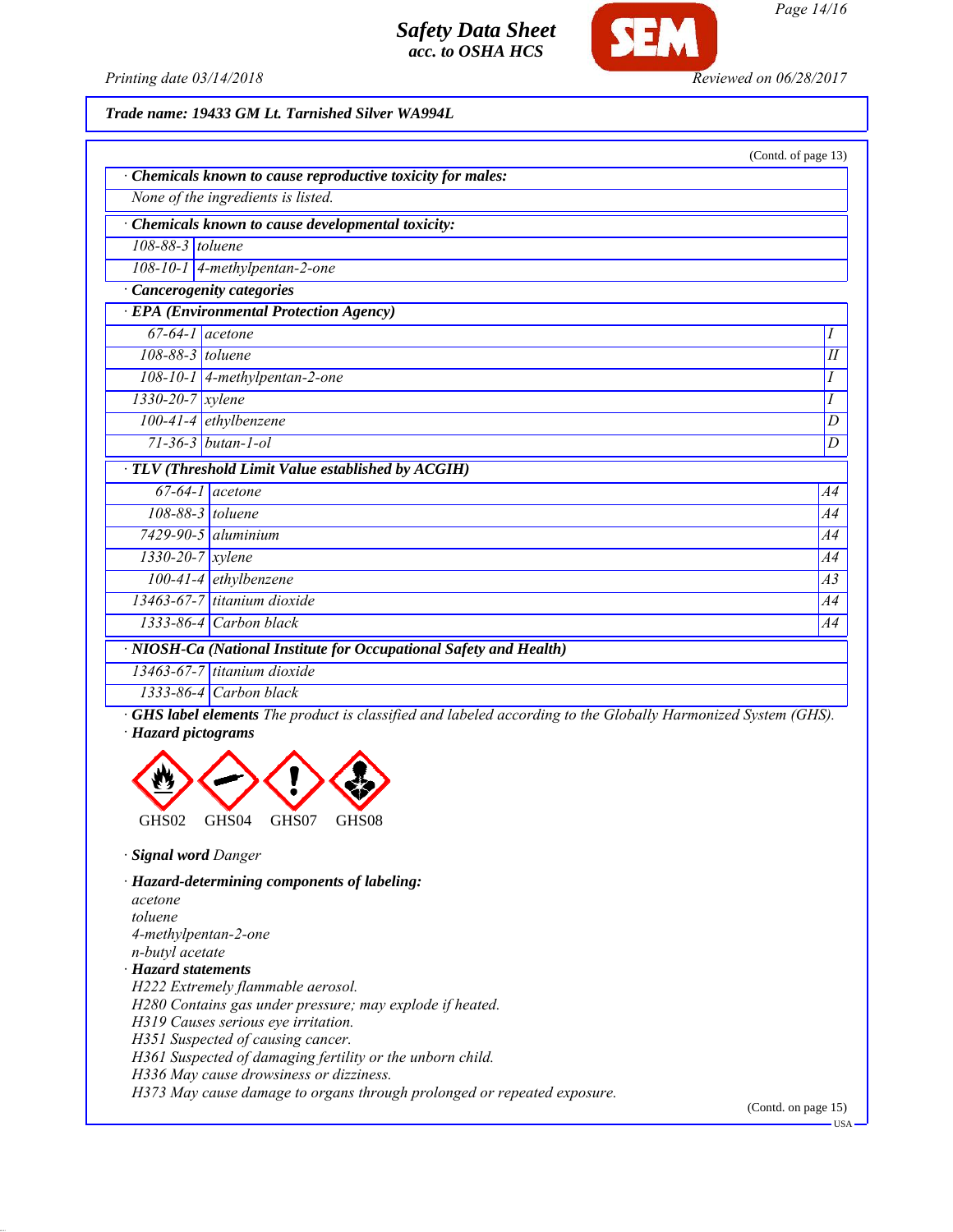**Trade name: 19433 GM Lt. Tarnished Silver WA994L**

(Contd. of page 13)

· **Chemicals known to cause reproductive toxicity for males:**

None of the ingredients is listed.

· **Chemicals known to cause developmental toxicity:**

| | |
|---|---|
| 108-88-3 | toluene |
| 108-10-1 | 4-methylpentan-2-one |

· **Cancerogenity categories**

· **EPA (Environmental Protection Agency)**

| | | |
|---|---|---|
| 67-64-1 | acetone | I |
| 108-88-3 | toluene | II |
| 108-10-1 | 4-methylpentan-2-one | I |
| 1330-20-7 | xylene | I |
| 100-41-4 | ethylbenzene | D |
| 71-36-3 | butan-1-ol | D |

· **TLV (Threshold Limit Value established by ACGIH)**

| | | |
|---|---|---|
| 67-64-1 | acetone | A4 |
| 108-88-3 | toluene | A4 |
| 7429-90-5 | aluminium | A4 |
| 1330-20-7 | xylene | A4 |
| 100-41-4 | ethylbenzene | A3 |
| 13463-67-7 | titanium dioxide | A4 |
| 1333-86-4 | Carbon black | A4 |

· **NIOSH-Ca (National Institute for Occupational Safety and Health)**

| | |
|---|---|
| 13463-67-7 | titanium dioxide |
| 1333-86-4 | Carbon black |

· **GHS label elements** The product is classified and labeled according to the Globally Harmonized System (GHS).

· **Hazard pictograms**

GHS02 GHS04 GHS07 GHS08

· **Signal word** Danger

· **Hazard-determining components of labeling:**

acetone
toluene
4-methylpentan-2-one
n-butyl acetate

· **Hazard statements**

H222 Extremely flammable aerosol.
H280 Contains gas under pressure; may explode if heated.
H319 Causes serious eye irritation.
H351 Suspected of causing cancer.
H361 Suspected of damaging fertility or the unborn child.
H336 May cause drowsiness or dizziness.
H373 May cause damage to organs through prolonged or repeated exposure.

(Contd. on page 15)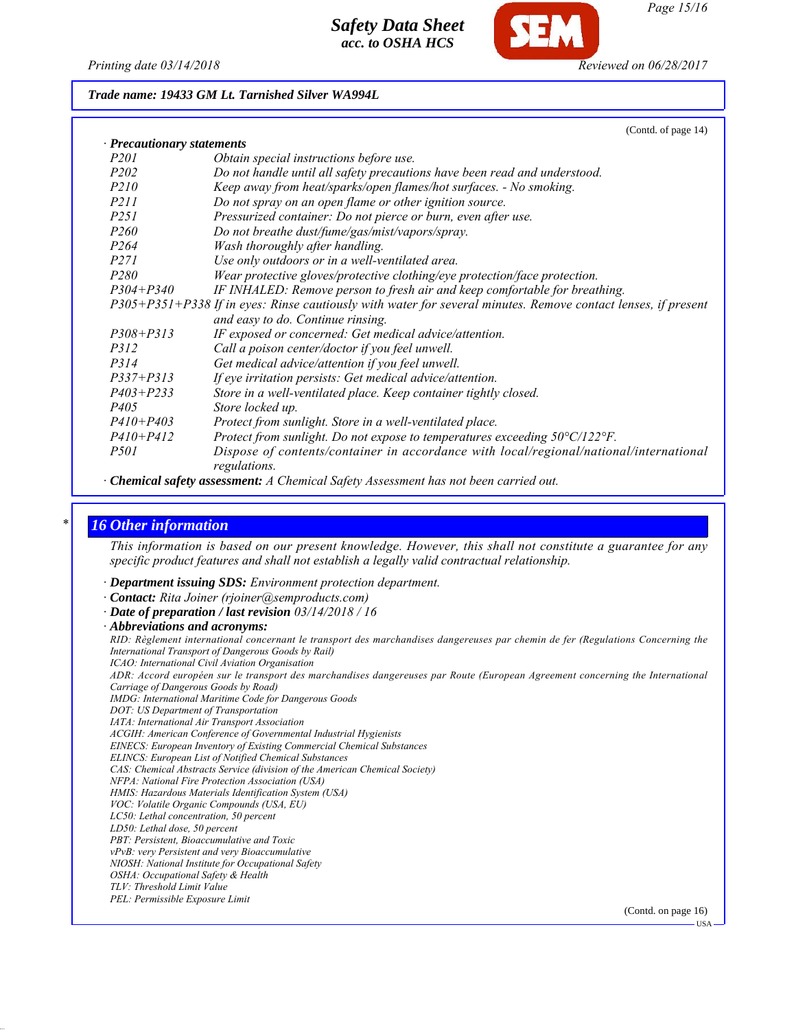**Trade name: 19433 GM Lt. Tarnished Silver WA994L**

(Contd. of page 14)

· **Precautionary statements**

| | |
|---|---|
| P201 | Obtain special instructions before use. |
| P202 | Do not handle until all safety precautions have been read and understood. |
| P210 | Keep away from heat/sparks/open flames/hot surfaces. - No smoking. |
| P211 | Do not spray on an open flame or other ignition source. |
| P251 | Pressurized container: Do not pierce or burn, even after use. |
| P260 | Do not breathe dust/fume/gas/mist/vapors/spray. |
| P264 | Wash thoroughly after handling. |
| P271 | Use only outdoors or in a well-ventilated area. |
| P280 | Wear protective gloves/protective clothing/eye protection/face protection. |
| P304+P340 | IF INHALED: Remove person to fresh air and keep comfortable for breathing. |
| P305+P351+P338 | If in eyes: Rinse cautiously with water for several minutes. Remove contact lenses, if present and easy to do. Continue rinsing. |
| P308+P313 | IF exposed or concerned: Get medical advice/attention. |
| P312 | Call a poison center/doctor if you feel unwell. |
| P314 | Get medical advice/attention if you feel unwell. |
| P337+P313 | If eye irritation persists: Get medical advice/attention. |
| P403+P233 | Store in a well-ventilated place. Keep container tightly closed. |
| P405 | Store locked up. |
| P410+P403 | Protect from sunlight. Store in a well-ventilated place. |
| P410+P412 | Protect from sunlight. Do not expose to temperatures exceeding 50°C/122°F. |
| P501 | Dispose of contents/container in accordance with local/regional/national/international regulations. |

· **Chemical safety assessment:** A Chemical Safety Assessment has not been carried out.

## 16 Other information

This information is based on our present knowledge. However, this shall not constitute a guarantee for any specific product features and shall not establish a legally valid contractual relationship.

· **Department issuing SDS:** Environment protection department.
· **Contact:** Rita Joiner (rjoiner@semproducts.com)
· **Date of preparation / last revision** 03/14/2018 / 16
· **Abbreviations and acronyms:**

RID: Règlement international concernant le transport des marchandises dangereuses par chemin de fer (Regulations Concerning the International Transport of Dangerous Goods by Rail)
ICAO: International Civil Aviation Organisation
ADR: Accord européen sur le transport des marchandises dangereuses par Route (European Agreement concerning the International Carriage of Dangerous Goods by Road)
IMDG: International Maritime Code for Dangerous Goods
DOT: US Department of Transportation
IATA: International Air Transport Association
ACGIH: American Conference of Governmental Industrial Hygienists
EINECS: European Inventory of Existing Commercial Chemical Substances
ELINCS: European List of Notified Chemical Substances
CAS: Chemical Abstracts Service (division of the American Chemical Society)
NFPA: National Fire Protection Association (USA)
HMIS: Hazardous Materials Identification System (USA)
VOC: Volatile Organic Compounds (USA, EU)
LC50: Lethal concentration, 50 percent
LD50: Lethal dose, 50 percent
PBT: Persistent, Bioaccumulative and Toxic
vPvB: very Persistent and very Bioaccumulative
NIOSH: National Institute for Occupational Safety
OSHA: Occupational Safety & Health
TLV: Threshold Limit Value
PEL: Permissible Exposure Limit

(Contd. on page 16)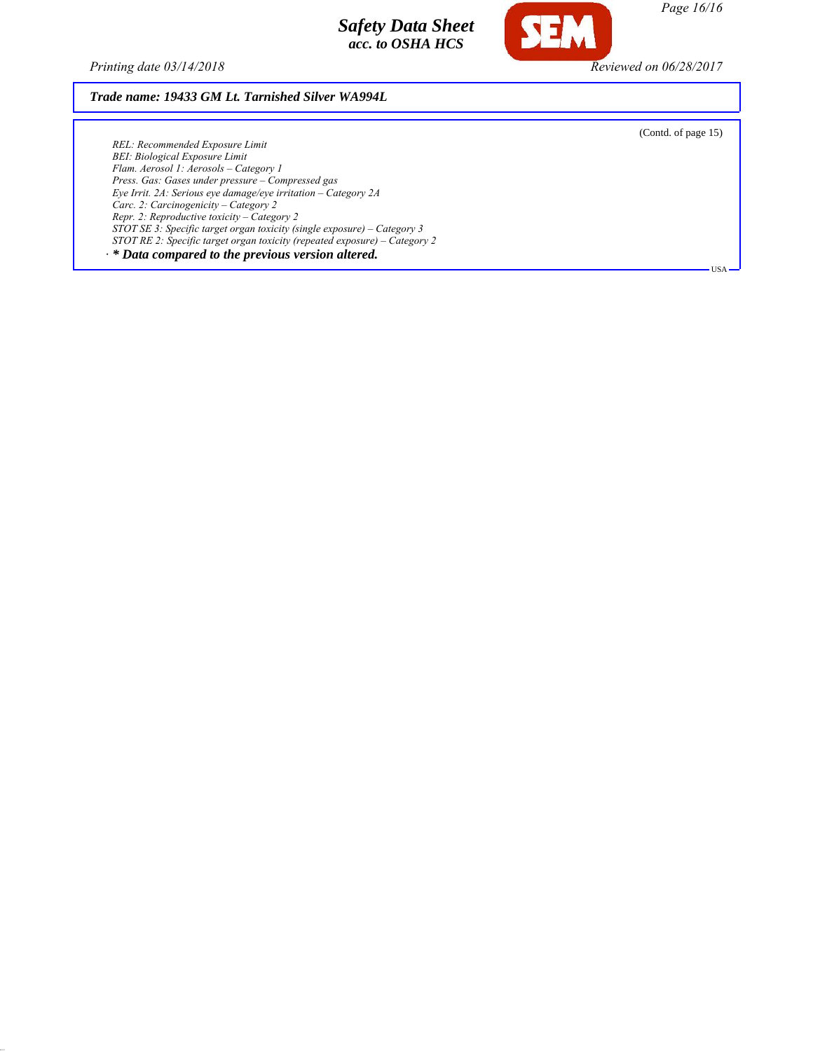*Trade name: 19433 GM Lt. Tarnished Silver WA994L*

(Contd. of page 15)

*REL: Recommended Exposure Limit*
*BEI: Biological Exposure Limit*
*Flam. Aerosol 1: Aerosols – Category 1*
*Press. Gas: Gases under pressure – Compressed gas*
*Eye Irrit. 2A: Serious eye damage/eye irritation – Category 2A*
*Carc. 2: Carcinogenicity – Category 2*
*Repr. 2: Reproductive toxicity – Category 2*
*STOT SE 3: Specific target organ toxicity (single exposure) – Category 3*
*STOT RE 2: Specific target organ toxicity (repeated exposure) – Category 2*

· ***\* Data compared to the previous version altered.***

USA